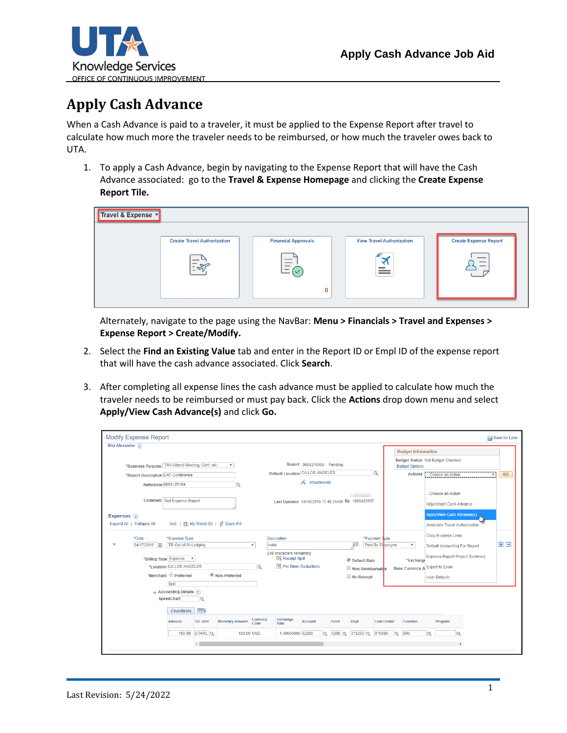# Apply Cash Advance

When a Cash Advance is paid to a traveler, it must be applied to the Expense Report after travel to calculate how much more the traveler needs to be reimbursed, or how much the traveler owes back to UTA.

1. To apply a Cash Advance, begin by navigating to the Expense Report that will have the Cash Advance associated: go to the **Travel & Expense Homepage** and clicking the **Create Expense Report Tile.**

   Alternately, navigate to the page using the NavBar: **Menu > Financials > Travel and Expenses > Expense Report > Create/Modify.**

2. Select the **Find an Existing Value** tab and enter in the Report ID or Empl ID of the expense report that will have the cash advance associated. Click **Search**.

3. After completing all expense lines the cash advance must be applied to calculate how much the traveler needs to be reimbursed or must pay back. Click the **Actions** drop down menu and select **Apply/View Cash Advance(s)** and click **Go.**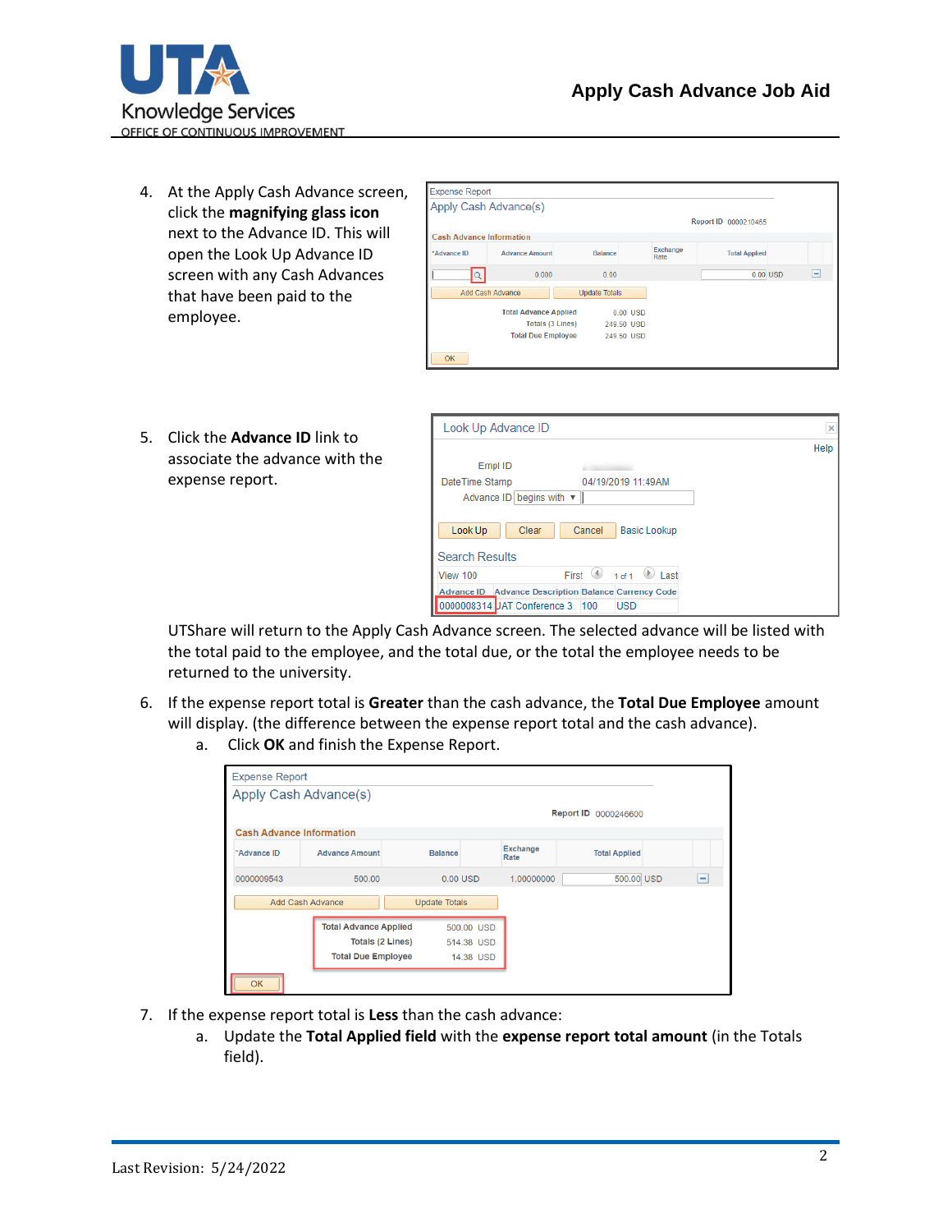4. At the Apply Cash Advance screen, click the **magnifying glass icon** next to the Advance ID. This will open the Look Up Advance ID screen with any Cash Advances that have been paid to the employee.

5. Click the **Advance ID** link to associate the advance with the expense report.

   UTShare will return to the Apply Cash Advance screen. The selected advance will be listed with the total paid to the employee, and the total due, or the total the employee needs to be returned to the university.

6. If the expense report total is **Greater** than the cash advance, the **Total Due Employee** amount will display. (the difference between the expense report total and the cash advance).
   a. Click **OK** and finish the Expense Report.

7. If the expense report total is **Less** than the cash advance:
   a. Update the **Total Applied field** with the **expense report total amount** (in the Totals field).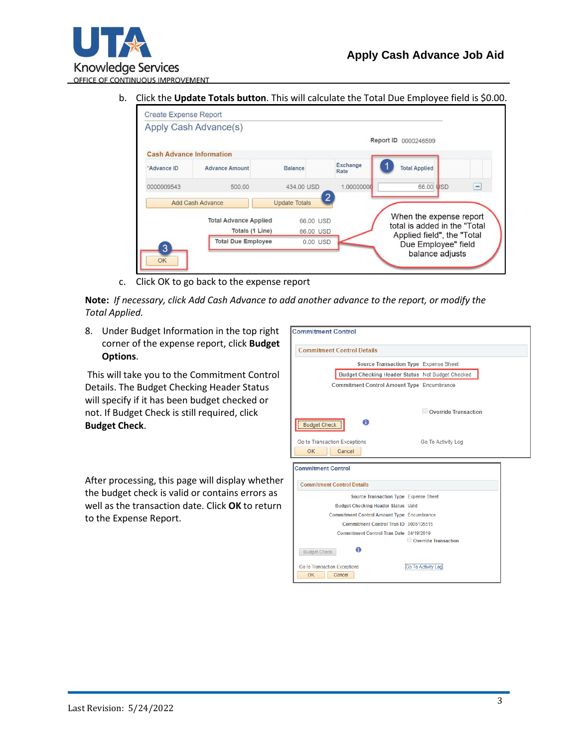b. Click the **Update Totals button**. This will calculate the Total Due Employee field is $0.00.

c. Click OK to go back to the expense report

**Note:** *If necessary, click Add Cash Advance to add another advance to the report, or modify the Total Applied.*

8. Under Budget Information in the top right corner of the expense report, click **Budget Options**.

This will take you to the Commitment Control Details. The Budget Checking Header Status will specify if it has been budget checked or not. If Budget Check is still required, click **Budget Check**.

After processing, this page will display whether the budget check is valid or contains errors as well as the transaction date. Click **OK** to return to the Expense Report.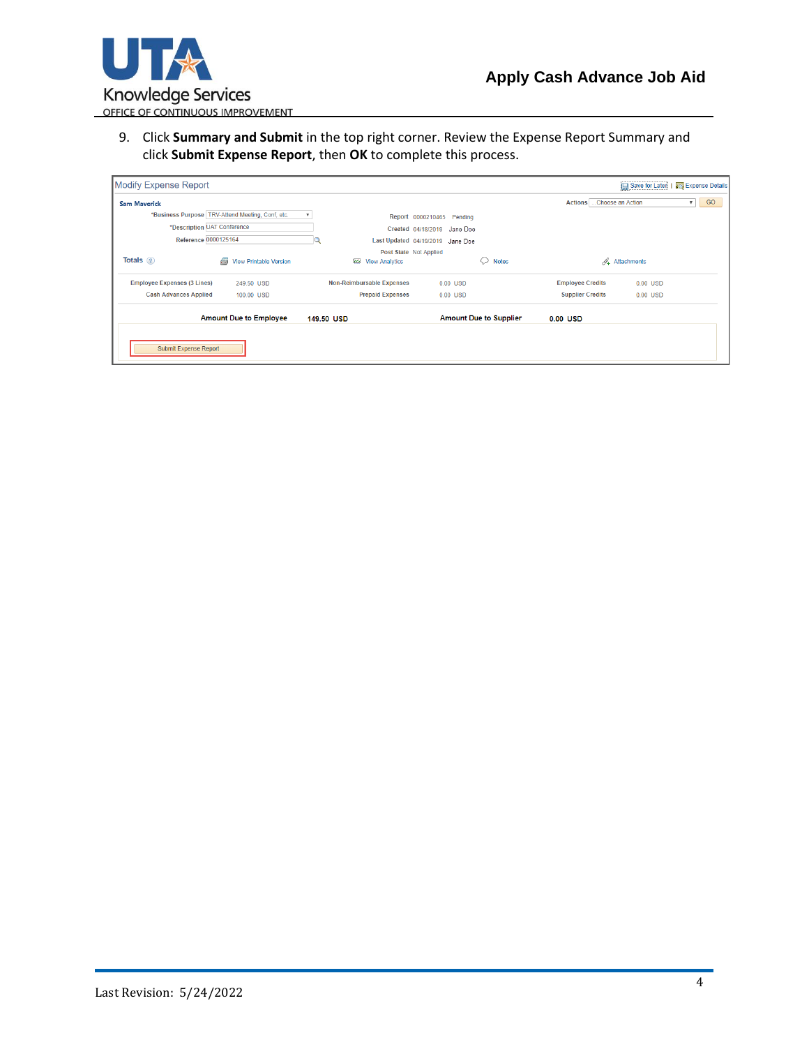9. Click **Summary and Submit** in the top right corner. Review the Expense Report Summary and click **Submit Expense Report**, then **OK** to complete this process.

Modify Expense Report

Save for Later | Expense Details

Sam Maverick

Actions Choose an Action GO

*Business Purpose TRV-Attend Meeting, Conf, etc.

*Description UAT Conference

Reference 0000125164

Report 0000210465 Pending

Created 04/18/2019 Jane Doe

Last Updated 04/19/2019 Jane Doe

Post State Not Applied

Totals

View Printable Version | View Analytics | Notes | Attachments

| | | | | | |
|---|---|---|---|---|---|
| Employee Expenses (3 Lines) | 249.50 USD | Non-Reimbursable Expenses | 0.00 USD | Employee Credits | 0.00 USD |
| Cash Advances Applied | 100.00 USD | Prepaid Expenses | 0.00 USD | Supplier Credits | 0.00 USD |

Amount Due to Employee 149.50 USD

Amount Due to Supplier 0.00 USD

Submit Expense Report

Last Revision: 5/24/2022